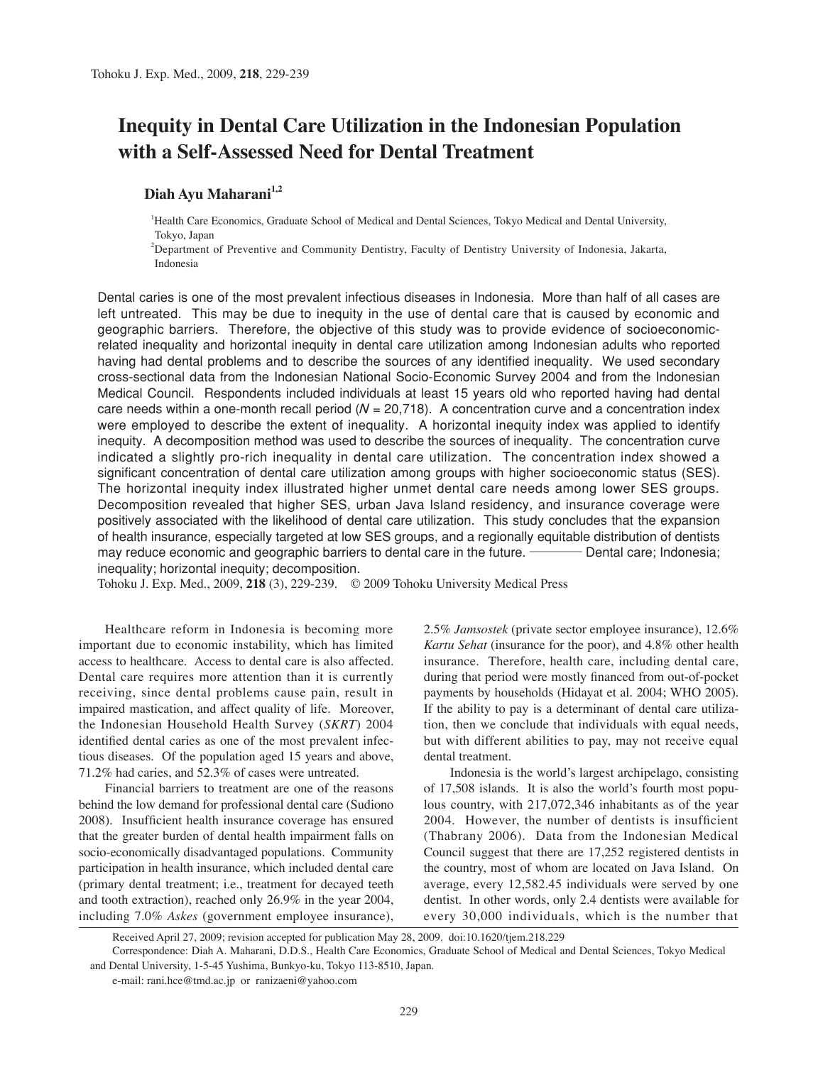# Inequity in Dental Care Utilization in the Indonesian Population with a Self-Assessed Need for Dental Treatment

**Diah Ayu Maharani**[1,2]

[1]Health Care Economics, Graduate School of Medical and Dental Sciences, Tokyo Medical and Dental University, Tokyo, Japan

[2]Department of Preventive and Community Dentistry, Faculty of Dentistry University of Indonesia, Jakarta, Indonesia

Dental caries is one of the most prevalent infectious diseases in Indonesia. More than half of all cases are left untreated. This may be due to inequity in the use of dental care that is caused by economic and geographic barriers. Therefore, the objective of this study was to provide evidence of socioeconomic-related inequality and horizontal inequity in dental care utilization among Indonesian adults who reported having had dental problems and to describe the sources of any identified inequality. We used secondary cross-sectional data from the Indonesian National Socio-Economic Survey 2004 and from the Indonesian Medical Council. Respondents included individuals at least 15 years old who reported having had dental care needs within a one-month recall period ($N$ = 20,718). A concentration curve and a concentration index were employed to describe the extent of inequality. A horizontal inequity index was applied to identify inequity. A decomposition method was used to describe the sources of inequality. The concentration curve indicated a slightly pro-rich inequality in dental care utilization. The concentration index showed a significant concentration of dental care utilization among groups with higher socioeconomic status (SES). The horizontal inequity index illustrated higher unmet dental care needs among lower SES groups. Decomposition revealed that higher SES, urban Java Island residency, and insurance coverage were positively associated with the likelihood of dental care utilization. This study concludes that the expansion of health insurance, especially targeted at low SES groups, and a regionally equitable distribution of dentists may reduce economic and geographic barriers to dental care in the future. ——— Dental care; Indonesia; inequality; horizontal inequity; decomposition.

Tohoku J. Exp. Med., 2009, **218** (3), 229-239. © 2009 Tohoku University Medical Press

Healthcare reform in Indonesia is becoming more important due to economic instability, which has limited access to healthcare. Access to dental care is also affected. Dental care requires more attention than it is currently receiving, since dental problems cause pain, result in impaired mastication, and affect quality of life. Moreover, the Indonesian Household Health Survey (*SKRT*) 2004 identified dental caries as one of the most prevalent infectious diseases. Of the population aged 15 years and above, 71.2% had caries, and 52.3% of cases were untreated.

Financial barriers to treatment are one of the reasons behind the low demand for professional dental care (Sudiono 2008). Insufficient health insurance coverage has ensured that the greater burden of dental health impairment falls on socio-economically disadvantaged populations. Community participation in health insurance, which included dental care (primary dental treatment; i.e., treatment for decayed teeth and tooth extraction), reached only 26.9% in the year 2004, including 7.0% *Askes* (government employee insurance), 2.5% *Jamsostek* (private sector employee insurance), 12.6% *Kartu Sehat* (insurance for the poor), and 4.8% other health insurance. Therefore, health care, including dental care, during that period were mostly financed from out-of-pocket payments by households (Hidayat et al. 2004; WHO 2005). If the ability to pay is a determinant of dental care utilization, then we conclude that individuals with equal needs, but with different abilities to pay, may not receive equal dental treatment.

Indonesia is the world's largest archipelago, consisting of 17,508 islands. It is also the world's fourth most populous country, with 217,072,346 inhabitants as of the year 2004. However, the number of dentists is insufficient (Thabrany 2006). Data from the Indonesian Medical Council suggest that there are 17,252 registered dentists in the country, most of whom are located on Java Island. On average, every 12,582.45 individuals were served by one dentist. In other words, only 2.4 dentists were available for every 30,000 individuals, which is the number that

Received April 27, 2009; revision accepted for publication May 28, 2009. doi:10.1620/tjem.218.229

Correspondence: Diah A. Maharani, D.D.S., Health Care Economics, Graduate School of Medical and Dental Sciences, Tokyo Medical and Dental University, 1-5-45 Yushima, Bunkyo-ku, Tokyo 113-8510, Japan.

e-mail: rani.hce@tmd.ac.jp or ranizaeni@yahoo.com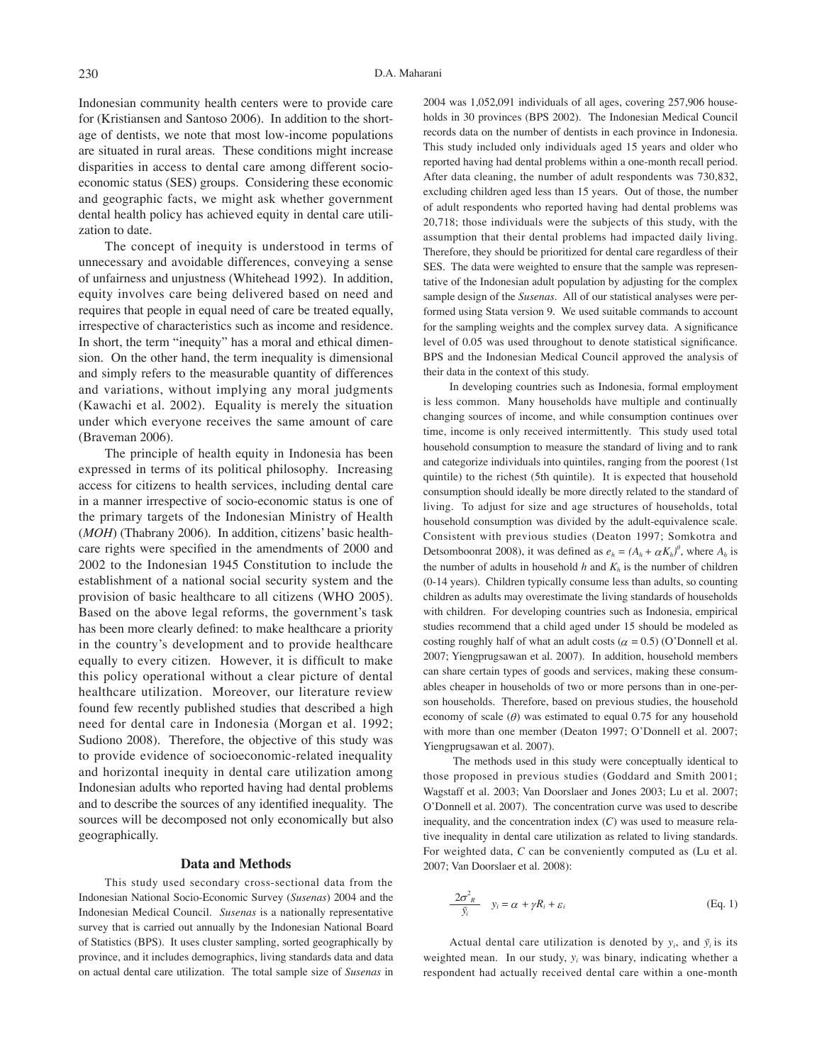Indonesian community health centers were to provide care for (Kristiansen and Santoso 2006). In addition to the shortage of dentists, we note that most low-income populations are situated in rural areas. These conditions might increase disparities in access to dental care among different socio-economic status (SES) groups. Considering these economic and geographic facts, we might ask whether government dental health policy has achieved equity in dental care utilization to date.

The concept of inequity is understood in terms of unnecessary and avoidable differences, conveying a sense of unfairness and unjustness (Whitehead 1992). In addition, equity involves care being delivered based on need and requires that people in equal need of care be treated equally, irrespective of characteristics such as income and residence. In short, the term "inequity" has a moral and ethical dimension. On the other hand, the term inequality is dimensional and simply refers to the measurable quantity of differences and variations, without implying any moral judgments (Kawachi et al. 2002). Equality is merely the situation under which everyone receives the same amount of care (Braveman 2006).

The principle of health equity in Indonesia has been expressed in terms of its political philosophy. Increasing access for citizens to health services, including dental care in a manner irrespective of socio-economic status is one of the primary targets of the Indonesian Ministry of Health (*MOH*) (Thabrany 2006). In addition, citizens' basic healthcare rights were specified in the amendments of 2000 and 2002 to the Indonesian 1945 Constitution to include the establishment of a national social security system and the provision of basic healthcare to all citizens (WHO 2005). Based on the above legal reforms, the government's task has been more clearly defined: to make healthcare a priority in the country's development and to provide healthcare equally to every citizen. However, it is difficult to make this policy operational without a clear picture of dental healthcare utilization. Moreover, our literature review found few recently published studies that described a high need for dental care in Indonesia (Morgan et al. 1992; Sudiono 2008). Therefore, the objective of this study was to provide evidence of socioeconomic-related inequality and horizontal inequity in dental care utilization among Indonesian adults who reported having had dental problems and to describe the sources of any identified inequality. The sources will be decomposed not only economically but also geographically.

## Data and Methods

This study used secondary cross-sectional data from the Indonesian National Socio-Economic Survey (*Susenas*) 2004 and the Indonesian Medical Council. *Susenas* is a nationally representative survey that is carried out annually by the Indonesian National Board of Statistics (BPS). It uses cluster sampling, sorted geographically by province, and it includes demographics, living standards data and data on actual dental care utilization. The total sample size of *Susenas* in 2004 was 1,052,091 individuals of all ages, covering 257,906 households in 30 provinces (BPS 2002). The Indonesian Medical Council records data on the number of dentists in each province in Indonesia. This study included only individuals aged 15 years and older who reported having had dental problems within a one-month recall period. After data cleaning, the number of adult respondents was 730,832, excluding children aged less than 15 years. Out of those, the number of adult respondents who reported having had dental problems was 20,718; those individuals were the subjects of this study, with the assumption that their dental problems had impacted daily living. Therefore, they should be prioritized for dental care regardless of their SES. The data were weighted to ensure that the sample was representative of the Indonesian adult population by adjusting for the complex sample design of the *Susenas*. All of our statistical analyses were performed using Stata version 9. We used suitable commands to account for the sampling weights and the complex survey data. A significance level of 0.05 was used throughout to denote statistical significance. BPS and the Indonesian Medical Council approved the analysis of their data in the context of this study.

In developing countries such as Indonesia, formal employment is less common. Many households have multiple and continually changing sources of income, and while consumption continues over time, income is only received intermittently. This study used total household consumption to measure the standard of living and to rank and categorize individuals into quintiles, ranging from the poorest (1st quintile) to the richest (5th quintile). It is expected that household consumption should ideally be more directly related to the standard of living. To adjust for size and age structures of households, total household consumption was divided by the adult-equivalence scale. Consistent with previous studies (Deaton 1997; Somkotra and Detsomboonrat 2008), it was defined as $e_h = (A_h + \alpha K_h)^\theta$, where $A_h$ is the number of adults in household $h$ and $K_h$ is the number of children (0-14 years). Children typically consume less than adults, so counting children as adults may overestimate the living standards of households with children. For developing countries such as Indonesia, empirical studies recommend that a child aged under 15 should be modeled as costing roughly half of what an adult costs ($\alpha = 0.5$) (O'Donnell et al. 2007; Yiengprugsawan et al. 2007). In addition, household members can share certain types of goods and services, making these consumables cheaper in households of two or more persons than in one-person households. Therefore, based on previous studies, the household economy of scale ($\theta$) was estimated to equal 0.75 for any household with more than one member (Deaton 1997; O'Donnell et al. 2007; Yiengprugsawan et al. 2007).

The methods used in this study were conceptually identical to those proposed in previous studies (Goddard and Smith 2001; Wagstaff et al. 2003; Van Doorslaer and Jones 2003; Lu et al. 2007; O'Donnell et al. 2007). The concentration curve was used to describe inequality, and the concentration index ($C$) was used to measure relative inequality in dental care utilization as related to living standards. For weighted data, $C$ can be conveniently computed as (Lu et al. 2007; Van Doorslaer et al. 2008):

$$\frac{2\sigma^2_R}{\bar{y}_i} \quad y_i = \alpha + \gamma R_i + \varepsilon_i \qquad \text{(Eq. 1)}$$

Actual dental care utilization is denoted by $y_i$, and $\bar{y}_i$ is its weighted mean. In our study, $y_i$ was binary, indicating whether a respondent had actually received dental care within a one-month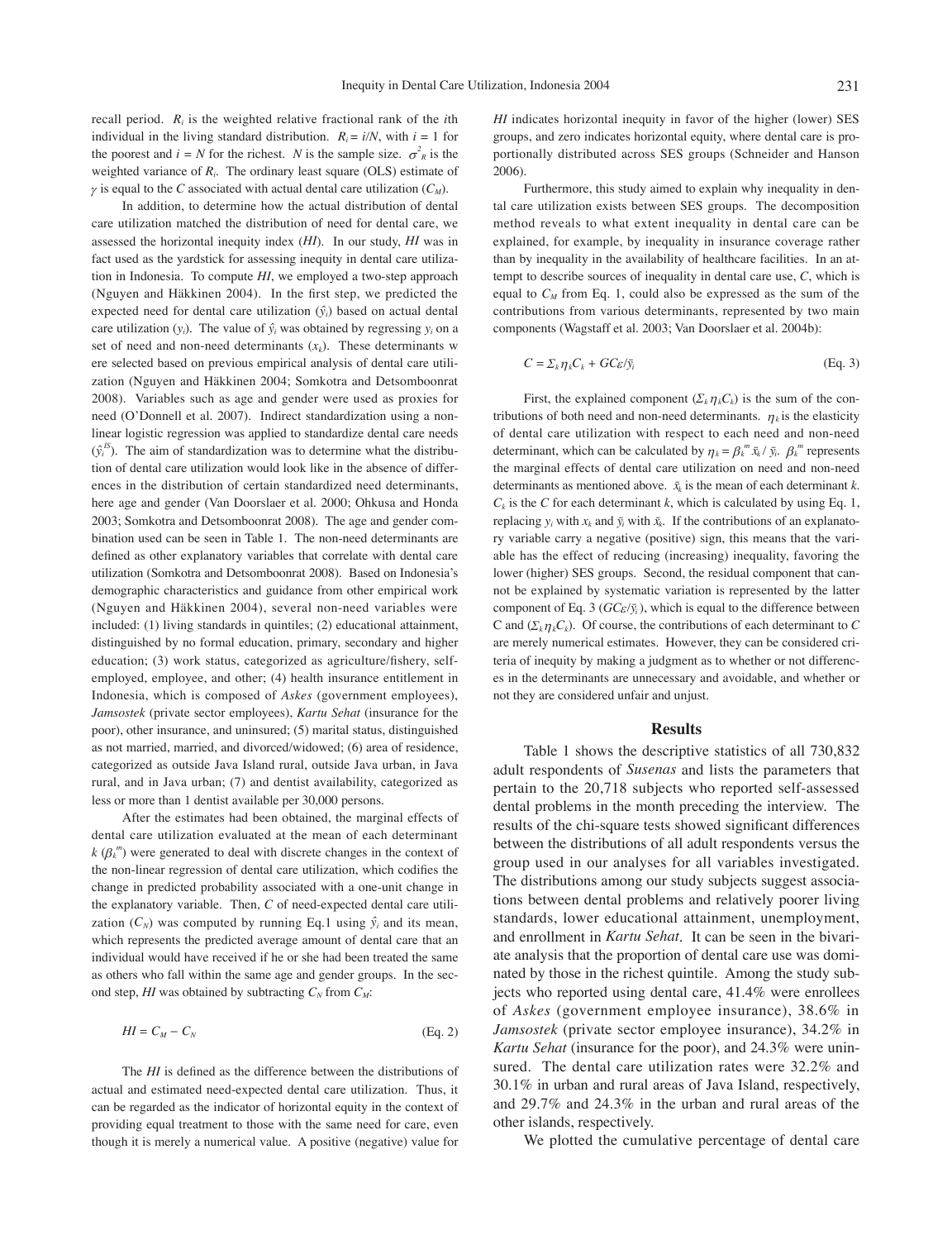recall period. $R_i$ is the weighted relative fractional rank of the $i$th individual in the living standard distribution. $R_i = i/N$, with $i = 1$ for the poorest and $i = N$ for the richest. $N$ is the sample size. $\sigma^2_R$ is the weighted variance of $R_i$. The ordinary least square (OLS) estimate of $\gamma$ is equal to the $C$ associated with actual dental care utilization ($C_M$).

In addition, to determine how the actual distribution of dental care utilization matched the distribution of need for dental care, we assessed the horizontal inequity index (*HI*). In our study, *HI* was in fact used as the yardstick for assessing inequity in dental care utilization in Indonesia. To compute *HI*, we employed a two-step approach (Nguyen and Häkkinen 2004). In the first step, we predicted the expected need for dental care utilization ($\hat{y}_i$) based on actual dental care utilization ($y_i$). The value of $\hat{y}_i$ was obtained by regressing $y_i$ on a set of need and non-need determinants ($x_k$). These determinants w ere selected based on previous empirical analysis of dental care utilization (Nguyen and Häkkinen 2004; Somkotra and Detsomboonrat 2008). Variables such as age and gender were used as proxies for need (O'Donnell et al. 2007). Indirect standardization using a nonlinear logistic regression was applied to standardize dental care needs ($\hat{y}_i^{IS}$). The aim of standardization was to determine what the distribution of dental care utilization would look like in the absence of differences in the distribution of certain standardized need determinants, here age and gender (Van Doorslaer et al. 2000; Ohkusa and Honda 2003; Somkotra and Detsomboonrat 2008). The age and gender combination used can be seen in Table 1. The non-need determinants are defined as other explanatory variables that correlate with dental care utilization (Somkotra and Detsomboonrat 2008). Based on Indonesia's demographic characteristics and guidance from other empirical work (Nguyen and Häkkinen 2004), several non-need variables were included: (1) living standards in quintiles; (2) educational attainment, distinguished by no formal education, primary, secondary and higher education; (3) work status, categorized as agriculture/fishery, self-employed, employee, and other; (4) health insurance entitlement in Indonesia, which is composed of *Askes* (government employees), *Jamsostek* (private sector employees), *Kartu Sehat* (insurance for the poor), other insurance, and uninsured; (5) marital status, distinguished as not married, married, and divorced/widowed; (6) area of residence, categorized as outside Java Island rural, outside Java urban, in Java rural, and in Java urban; (7) and dentist availability, categorized as less or more than 1 dentist available per 30,000 persons.

After the estimates had been obtained, the marginal effects of dental care utilization evaluated at the mean of each determinant $k$ ($\beta_k^m$) were generated to deal with discrete changes in the context of the non-linear regression of dental care utilization, which codifies the change in predicted probability associated with a one-unit change in the explanatory variable. Then, $C$ of need-expected dental care utilization ($C_N$) was computed by running Eq.1 using $\hat{y}_i$ and its mean, which represents the predicted average amount of dental care that an individual would have received if he or she had been treated the same as others who fall within the same age and gender groups. In the second step, *HI* was obtained by subtracting $C_N$ from $C_M$:

$$HI = C_M - C_N \qquad \text{(Eq. 2)}$$

The *HI* is defined as the difference between the distributions of actual and estimated need-expected dental care utilization. Thus, it can be regarded as the indicator of horizontal equity in the context of providing equal treatment to those with the same need for care, even though it is merely a numerical value. A positive (negative) value for *HI* indicates horizontal inequity in favor of the higher (lower) SES groups, and zero indicates horizontal equity, where dental care is proportionally distributed across SES groups (Schneider and Hanson 2006).

Furthermore, this study aimed to explain why inequality in dental care utilization exists between SES groups. The decomposition method reveals to what extent inequality in dental care can be explained, for example, by inequality in insurance coverage rather than by inequality in the availability of healthcare facilities. In an attempt to describe sources of inequality in dental care use, $C$, which is equal to $C_M$ from Eq. 1, could also be expressed as the sum of the contributions from various determinants, represented by two main components (Wagstaff et al. 2003; Van Doorslaer et al. 2004b):

$$C = \Sigma_k \eta_k C_k + GC\varepsilon/\bar{y}_i \qquad \text{(Eq. 3)}$$

First, the explained component ($\Sigma_k \eta_k C_k$) is the sum of the contributions of both need and non-need determinants. $\eta_k$ is the elasticity of dental care utilization with respect to each need and non-need determinant, which can be calculated by $\eta_k = \beta_k^m \bar{x}_k / \bar{y}_i$. $\beta_k^m$ represents the marginal effects of dental care utilization on need and non-need determinants as mentioned above. $\bar{x}_k$ is the mean of each determinant $k$. $C_k$ is the $C$ for each determinant $k$, which is calculated by using Eq. 1, replacing $y_i$ with $x_k$ and $\bar{y}_i$ with $\bar{x}_k$. If the contributions of an explanatory variable carry a negative (positive) sign, this means that the variable has the effect of reducing (increasing) inequality, favoring the lower (higher) SES groups. Second, the residual component that cannot be explained by systematic variation is represented by the latter component of Eq. 3 ($GC\varepsilon/\bar{y}_i$), which is equal to the difference between C and ($\Sigma_k \eta_k C_k$). Of course, the contributions of each determinant to $C$ are merely numerical estimates. However, they can be considered criteria of inequity by making a judgment as to whether or not differences in the determinants are unnecessary and avoidable, and whether or not they are considered unfair and unjust.

## Results

Table 1 shows the descriptive statistics of all 730,832 adult respondents of *Susenas* and lists the parameters that pertain to the 20,718 subjects who reported self-assessed dental problems in the month preceding the interview. The results of the chi-square tests showed significant differences between the distributions of all adult respondents versus the group used in our analyses for all variables investigated. The distributions among our study subjects suggest associations between dental problems and relatively poorer living standards, lower educational attainment, unemployment, and enrollment in *Kartu Sehat*. It can be seen in the bivariate analysis that the proportion of dental care use was dominated by those in the richest quintile. Among the study subjects who reported using dental care, 41.4% were enrollees of *Askes* (government employee insurance), 38.6% in *Jamsostek* (private sector employee insurance), 34.2% in *Kartu Sehat* (insurance for the poor), and 24.3% were uninsured. The dental care utilization rates were 32.2% and 30.1% in urban and rural areas of Java Island, respectively, and 29.7% and 24.3% in the urban and rural areas of the other islands, respectively.

We plotted the cumulative percentage of dental care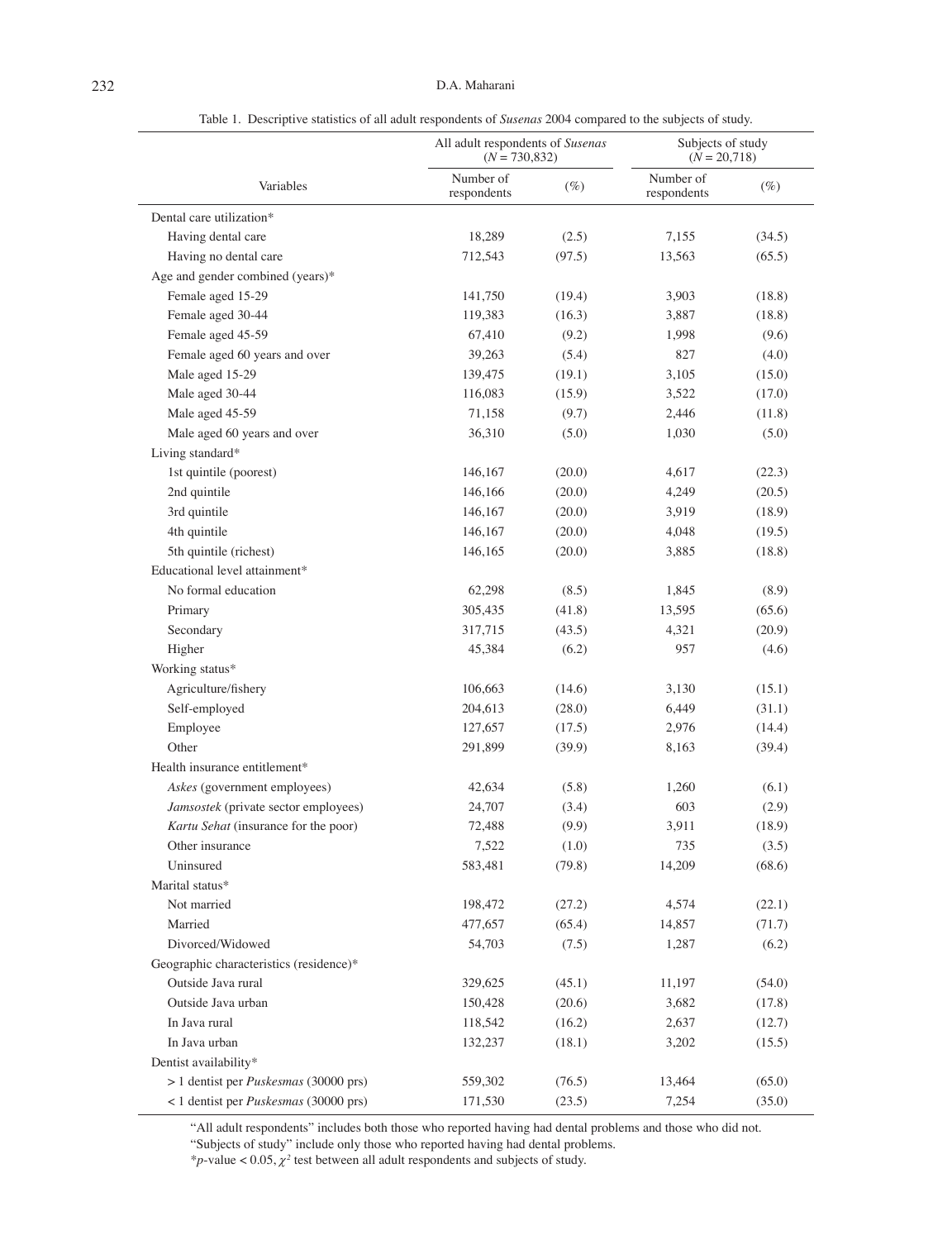Table 1. Descriptive statistics of all adult respondents of *Susenas* 2004 compared to the subjects of study.

| Variables | All adult respondents of *Susenas* ($N$ = 730,832) | | Subjects of study ($N$ = 20,718) | |
|---|---|---|---|---|
| | Number of respondents | (%) | Number of respondents | (%) |
| Dental care utilization* | | | | |
| Having dental care | 18,289 | (2.5) | 7,155 | (34.5) |
| Having no dental care | 712,543 | (97.5) | 13,563 | (65.5) |
| Age and gender combined (years)* | | | | |
| Female aged 15-29 | 141,750 | (19.4) | 3,903 | (18.8) |
| Female aged 30-44 | 119,383 | (16.3) | 3,887 | (18.8) |
| Female aged 45-59 | 67,410 | (9.2) | 1,998 | (9.6) |
| Female aged 60 years and over | 39,263 | (5.4) | 827 | (4.0) |
| Male aged 15-29 | 139,475 | (19.1) | 3,105 | (15.0) |
| Male aged 30-44 | 116,083 | (15.9) | 3,522 | (17.0) |
| Male aged 45-59 | 71,158 | (9.7) | 2,446 | (11.8) |
| Male aged 60 years and over | 36,310 | (5.0) | 1,030 | (5.0) |
| Living standard* | | | | |
| 1st quintile (poorest) | 146,167 | (20.0) | 4,617 | (22.3) |
| 2nd quintile | 146,166 | (20.0) | 4,249 | (20.5) |
| 3rd quintile | 146,167 | (20.0) | 3,919 | (18.9) |
| 4th quintile | 146,167 | (20.0) | 4,048 | (19.5) |
| 5th quintile (richest) | 146,165 | (20.0) | 3,885 | (18.8) |
| Educational level attainment* | | | | |
| No formal education | 62,298 | (8.5) | 1,845 | (8.9) |
| Primary | 305,435 | (41.8) | 13,595 | (65.6) |
| Secondary | 317,715 | (43.5) | 4,321 | (20.9) |
| Higher | 45,384 | (6.2) | 957 | (4.6) |
| Working status* | | | | |
| Agriculture/fishery | 106,663 | (14.6) | 3,130 | (15.1) |
| Self-employed | 204,613 | (28.0) | 6,449 | (31.1) |
| Employee | 127,657 | (17.5) | 2,976 | (14.4) |
| Other | 291,899 | (39.9) | 8,163 | (39.4) |
| Health insurance entitlement* | | | | |
| *Askes* (government employees) | 42,634 | (5.8) | 1,260 | (6.1) |
| *Jamsostek* (private sector employees) | 24,707 | (3.4) | 603 | (2.9) |
| *Kartu Sehat* (insurance for the poor) | 72,488 | (9.9) | 3,911 | (18.9) |
| Other insurance | 7,522 | (1.0) | 735 | (3.5) |
| Uninsured | 583,481 | (79.8) | 14,209 | (68.6) |
| Marital status* | | | | |
| Not married | 198,472 | (27.2) | 4,574 | (22.1) |
| Married | 477,657 | (65.4) | 14,857 | (71.7) |
| Divorced/Widowed | 54,703 | (7.5) | 1,287 | (6.2) |
| Geographic characteristics (residence)* | | | | |
| Outside Java rural | 329,625 | (45.1) | 11,197 | (54.0) |
| Outside Java urban | 150,428 | (20.6) | 3,682 | (17.8) |
| In Java rural | 118,542 | (16.2) | 2,637 | (12.7) |
| In Java urban | 132,237 | (18.1) | 3,202 | (15.5) |
| Dentist availability* | | | | |
| > 1 dentist per *Puskesmas* (30000 prs) | 559,302 | (76.5) | 13,464 | (65.0) |
| < 1 dentist per *Puskesmas* (30000 prs) | 171,530 | (23.5) | 7,254 | (35.0) |

"All adult respondents" includes both those who reported having had dental problems and those who did not.
"Subjects of study" include only those who reported having had dental problems.
*$p$-value < 0.05, $\chi^2$ test between all adult respondents and subjects of study.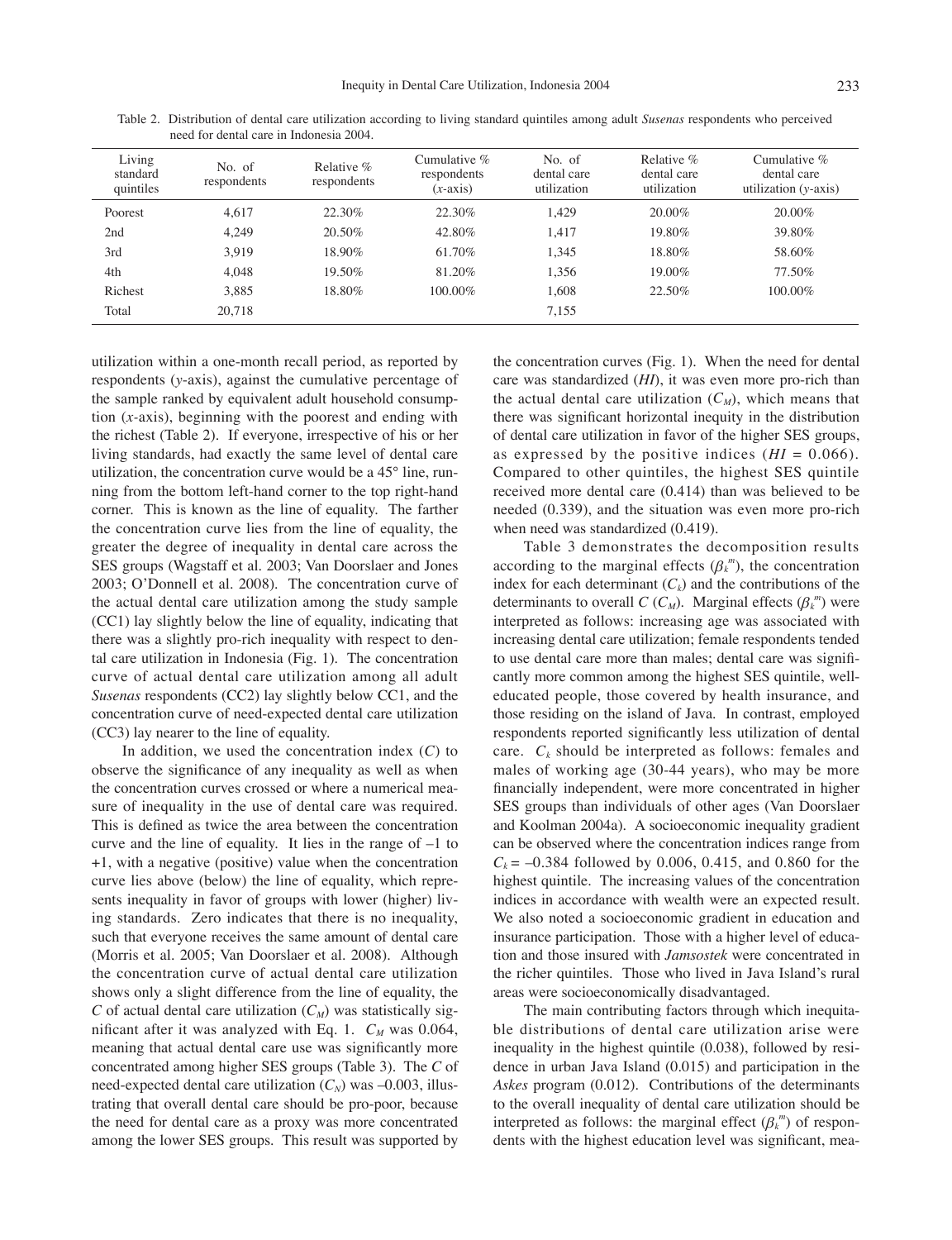Table 2. Distribution of dental care utilization according to living standard quintiles among adult *Susenas* respondents who perceived need for dental care in Indonesia 2004.

| Living standard quintiles | No. of respondents | Relative % respondents | Cumulative % respondents ($x$-axis) | No. of dental care utilization | Relative % dental care utilization | Cumulative % dental care utilization ($y$-axis) |
|---|---|---|---|---|---|---|
| Poorest | 4,617 | 22.30% | 22.30% | 1,429 | 20.00% | 20.00% |
| 2nd | 4,249 | 20.50% | 42.80% | 1,417 | 19.80% | 39.80% |
| 3rd | 3,919 | 18.90% | 61.70% | 1,345 | 18.80% | 58.60% |
| 4th | 4,048 | 19.50% | 81.20% | 1,356 | 19.00% | 77.50% |
| Richest | 3,885 | 18.80% | 100.00% | 1,608 | 22.50% | 100.00% |
| Total | 20,718 | | | 7,155 | | |

utilization within a one-month recall period, as reported by respondents ($y$-axis), against the cumulative percentage of the sample ranked by equivalent adult household consumption ($x$-axis), beginning with the poorest and ending with the richest (Table 2). If everyone, irrespective of his or her living standards, had exactly the same level of dental care utilization, the concentration curve would be a 45° line, running from the bottom left-hand corner to the top right-hand corner. This is known as the line of equality. The farther the concentration curve lies from the line of equality, the greater the degree of inequality in dental care across the SES groups (Wagstaff et al. 2003; Van Doorslaer and Jones 2003; O'Donnell et al. 2008). The concentration curve of the actual dental care utilization among the study sample (CC1) lay slightly below the line of equality, indicating that there was a slightly pro-rich inequality with respect to dental care utilization in Indonesia (Fig. 1). The concentration curve of actual dental care utilization among all adult *Susenas* respondents (CC2) lay slightly below CC1, and the concentration curve of need-expected dental care utilization (CC3) lay nearer to the line of equality.

In addition, we used the concentration index ($C$) to observe the significance of any inequality as well as when the concentration curves crossed or where a numerical measure of inequality in the use of dental care was required. This is defined as twice the area between the concentration curve and the line of equality. It lies in the range of –1 to +1, with a negative (positive) value when the concentration curve lies above (below) the line of equality, which represents inequality in favor of groups with lower (higher) living standards. Zero indicates that there is no inequality, such that everyone receives the same amount of dental care (Morris et al. 2005; Van Doorslaer et al. 2008). Although the concentration curve of actual dental care utilization shows only a slight difference from the line of equality, the $C$ of actual dental care utilization ($C_M$) was statistically significant after it was analyzed with Eq. 1. $C_M$ was 0.064, meaning that actual dental care use was significantly more concentrated among higher SES groups (Table 3). The $C$ of need-expected dental care utilization ($C_N$) was –0.003, illustrating that overall dental care should be pro-poor, because the need for dental care as a proxy was more concentrated among the lower SES groups. This result was supported by the concentration curves (Fig. 1). When the need for dental care was standardized ($HI$), it was even more pro-rich than the actual dental care utilization ($C_M$), which means that there was significant horizontal inequity in the distribution of dental care utilization in favor of the higher SES groups, as expressed by the positive indices ($HI$ = 0.066). Compared to other quintiles, the highest SES quintile received more dental care (0.414) than was believed to be needed (0.339), and the situation was even more pro-rich when need was standardized (0.419).

Table 3 demonstrates the decomposition results according to the marginal effects ($\beta_k^m$), the concentration index for each determinant ($C_k$) and the contributions of the determinants to overall $C$ ($C_M$). Marginal effects ($\beta_k^m$) were interpreted as follows: increasing age was associated with increasing dental care utilization; female respondents tended to use dental care more than males; dental care was significantly more common among the highest SES quintile, well-educated people, those covered by health insurance, and those residing on the island of Java. In contrast, employed respondents reported significantly less utilization of dental care. $C_k$ should be interpreted as follows: females and males of working age (30-44 years), who may be more financially independent, were more concentrated in higher SES groups than individuals of other ages (Van Doorslaer and Koolman 2004a). A socioeconomic inequality gradient can be observed where the concentration indices range from $C_k$ = –0.384 followed by 0.006, 0.415, and 0.860 for the highest quintile. The increasing values of the concentration indices in accordance with wealth were an expected result. We also noted a socioeconomic gradient in education and insurance participation. Those with a higher level of education and those insured with *Jamsostek* were concentrated in the richer quintiles. Those who lived in Java Island's rural areas were socioeconomically disadvantaged.

The main contributing factors through which inequitable distributions of dental care utilization arise were inequality in the highest quintile (0.038), followed by residence in urban Java Island (0.015) and participation in the *Askes* program (0.012). Contributions of the determinants to the overall inequality of dental care utilization should be interpreted as follows: the marginal effect ($\beta_k^m$) of respondents with the highest education level was significant, mea-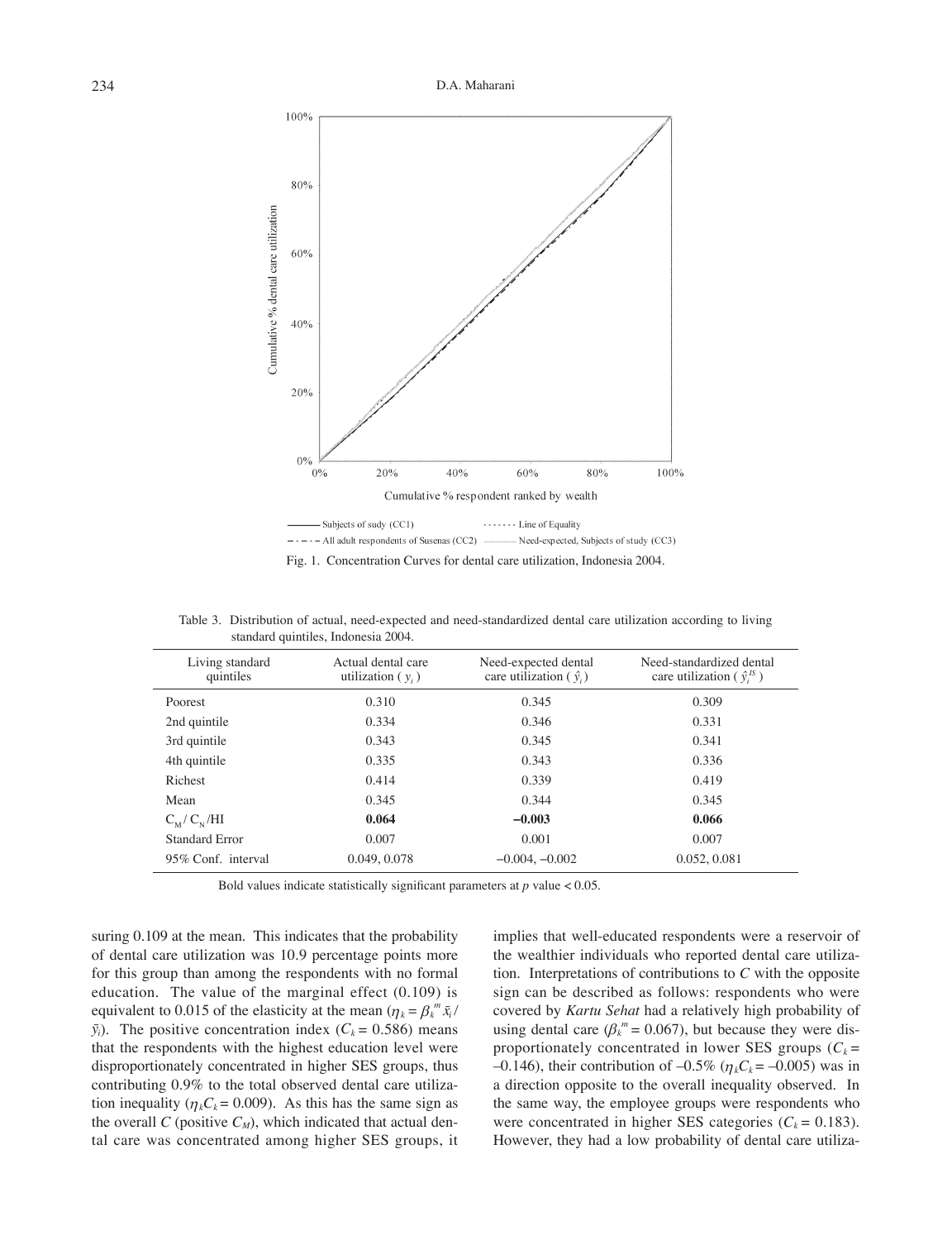100%

80%

60%

40%

20%

0%

0% 20% 40% 60% 80% 100%

Cumulative % dental care utilization

Cumulative % respondent ranked by wealth

Subjects of sudy (CC1) Line of Equality

All adult respondents of Susenas (CC2) Need-expected, Subjects of study (CC3)

Fig. 1. Concentration Curves for dental care utilization, Indonesia 2004.

Table 3. Distribution of actual, need-expected and need-standardized dental care utilization according to living standard quintiles, Indonesia 2004.

| Living standard quintiles | Actual dental care utilization ( $y_i$ ) | Need-expected dental care utilization ( $\hat{y}_i$ ) | Need-standardized dental care utilization ( $\hat{y}_i^{IS}$ ) |
|---|---|---|---|
| Poorest | 0.310 | 0.345 | 0.309 |
| 2nd quintile | 0.334 | 0.346 | 0.331 |
| 3rd quintile | 0.343 | 0.345 | 0.341 |
| 4th quintile | 0.335 | 0.343 | 0.336 |
| Richest | 0.414 | 0.339 | 0.419 |
| Mean | 0.345 | 0.344 | 0.345 |
| $C_M$ / $C_N$ /HI | **0.064** | **−0.003** | **0.066** |
| Standard Error | 0.007 | 0.001 | 0.007 |
| 95% Conf. interval | 0.049, 0.078 | −0.004, −0.002 | 0.052, 0.081 |

Bold values indicate statistically significant parameters at $p$ value < 0.05.

suring 0.109 at the mean. This indicates that the probability of dental care utilization was 10.9 percentage points more for this group than among the respondents with no formal education. The value of the marginal effect (0.109) is equivalent to 0.015 of the elasticity at the mean ($\eta_k = \beta_k^m \bar{x}_i / \bar{y}_i$). The positive concentration index ($C_k = 0.586$) means that the respondents with the highest education level were disproportionately concentrated in higher SES groups, thus contributing 0.9% to the total observed dental care utilization inequality ($\eta_k C_k = 0.009$). As this has the same sign as the overall *C* (positive $C_M$), which indicated that actual dental care was concentrated among higher SES groups, it implies that well-educated respondents were a reservoir of the wealthier individuals who reported dental care utilization. Interpretations of contributions to *C* with the opposite sign can be described as follows: respondents who were covered by *Kartu Sehat* had a relatively high probability of using dental care ($\beta_k^m = 0.067$), but because they were disproportionately concentrated in lower SES groups ($C_k = -0.146$), their contribution of –0.5% ($\eta_k C_k = -0.005$) was in a direction opposite to the overall inequality observed. In the same way, the employee groups were respondents who were concentrated in higher SES categories ($C_k = 0.183$). However, they had a low probability of dental care utiliza-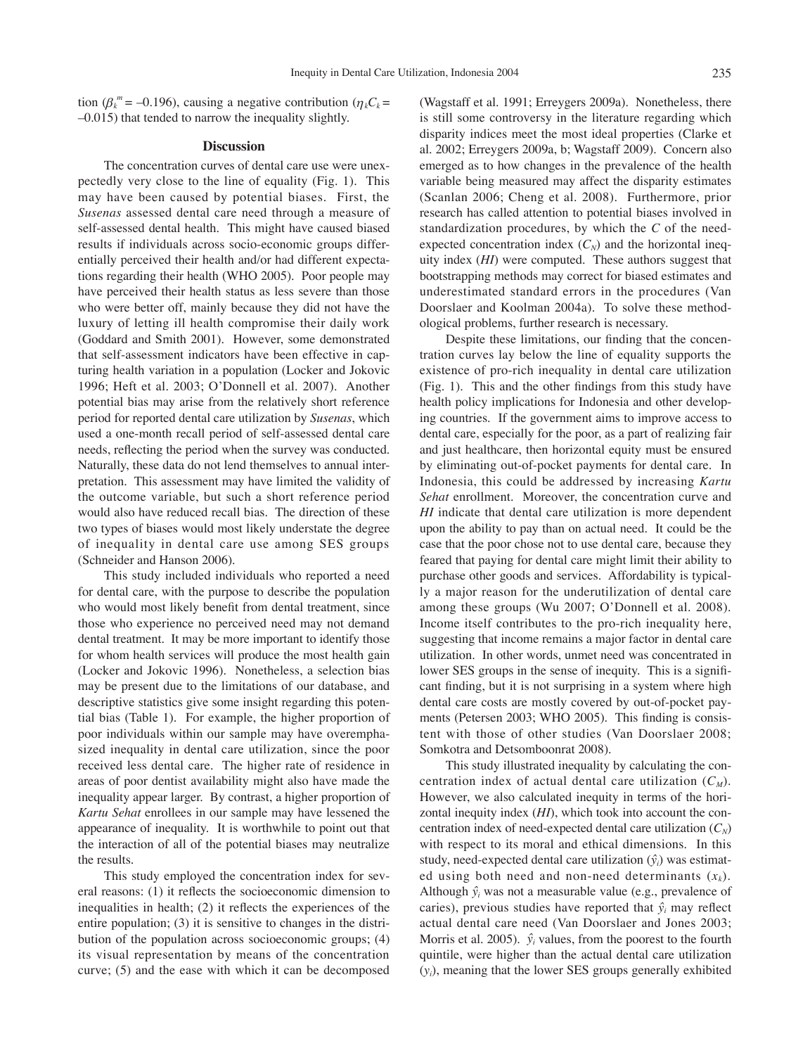tion ($\beta_k^m$ = –0.196), causing a negative contribution ($\eta_k C_k$ = –0.015) that tended to narrow the inequality slightly.

## Discussion

The concentration curves of dental care use were unexpectedly very close to the line of equality (Fig. 1). This may have been caused by potential biases. First, the *Susenas* assessed dental care need through a measure of self-assessed dental health. This might have caused biased results if individuals across socio-economic groups differentially perceived their health and/or had different expectations regarding their health (WHO 2005). Poor people may have perceived their health status as less severe than those who were better off, mainly because they did not have the luxury of letting ill health compromise their daily work (Goddard and Smith 2001). However, some demonstrated that self-assessment indicators have been effective in capturing health variation in a population (Locker and Jokovic 1996; Heft et al. 2003; O'Donnell et al. 2007). Another potential bias may arise from the relatively short reference period for reported dental care utilization by *Susenas*, which used a one-month recall period of self-assessed dental care needs, reflecting the period when the survey was conducted. Naturally, these data do not lend themselves to annual interpretation. This assessment may have limited the validity of the outcome variable, but such a short reference period would also have reduced recall bias. The direction of these two types of biases would most likely understate the degree of inequality in dental care use among SES groups (Schneider and Hanson 2006).

This study included individuals who reported a need for dental care, with the purpose to describe the population who would most likely benefit from dental treatment, since those who experience no perceived need may not demand dental treatment. It may be more important to identify those for whom health services will produce the most health gain (Locker and Jokovic 1996). Nonetheless, a selection bias may be present due to the limitations of our database, and descriptive statistics give some insight regarding this potential bias (Table 1). For example, the higher proportion of poor individuals within our sample may have overemphasized inequality in dental care utilization, since the poor received less dental care. The higher rate of residence in areas of poor dentist availability might also have made the inequality appear larger. By contrast, a higher proportion of *Kartu Sehat* enrollees in our sample may have lessened the appearance of inequality. It is worthwhile to point out that the interaction of all of the potential biases may neutralize the results.

This study employed the concentration index for several reasons: (1) it reflects the socioeconomic dimension to inequalities in health; (2) it reflects the experiences of the entire population; (3) it is sensitive to changes in the distribution of the population across socioeconomic groups; (4) its visual representation by means of the concentration curve; (5) and the ease with which it can be decomposed (Wagstaff et al. 1991; Erreygers 2009a). Nonetheless, there is still some controversy in the literature regarding which disparity indices meet the most ideal properties (Clarke et al. 2002; Erreygers 2009a, b; Wagstaff 2009). Concern also emerged as to how changes in the prevalence of the health variable being measured may affect the disparity estimates (Scanlan 2006; Cheng et al. 2008). Furthermore, prior research has called attention to potential biases involved in standardization procedures, by which the *C* of the need-expected concentration index ($C_N$) and the horizontal inequity index (*HI*) were computed. These authors suggest that bootstrapping methods may correct for biased estimates and underestimated standard errors in the procedures (Van Doorslaer and Koolman 2004a). To solve these methodological problems, further research is necessary.

Despite these limitations, our finding that the concentration curves lay below the line of equality supports the existence of pro-rich inequality in dental care utilization (Fig. 1). This and the other findings from this study have health policy implications for Indonesia and other developing countries. If the government aims to improve access to dental care, especially for the poor, as a part of realizing fair and just healthcare, then horizontal equity must be ensured by eliminating out-of-pocket payments for dental care. In Indonesia, this could be addressed by increasing *Kartu Sehat* enrollment. Moreover, the concentration curve and *HI* indicate that dental care utilization is more dependent upon the ability to pay than on actual need. It could be the case that the poor chose not to use dental care, because they feared that paying for dental care might limit their ability to purchase other goods and services. Affordability is typically a major reason for the underutilization of dental care among these groups (Wu 2007; O'Donnell et al. 2008). Income itself contributes to the pro-rich inequality here, suggesting that income remains a major factor in dental care utilization. In other words, unmet need was concentrated in lower SES groups in the sense of inequity. This is a significant finding, but it is not surprising in a system where high dental care costs are mostly covered by out-of-pocket payments (Petersen 2003; WHO 2005). This finding is consistent with those of other studies (Van Doorslaer 2008; Somkotra and Detsomboonrat 2008).

This study illustrated inequality by calculating the concentration index of actual dental care utilization ($C_M$). However, we also calculated inequity in terms of the horizontal inequity index (*HI*), which took into account the concentration index of need-expected dental care utilization ($C_N$) with respect to its moral and ethical dimensions. In this study, need-expected dental care utilization ($\hat{y}_i$) was estimated using both need and non-need determinants ($x_k$). Although $\hat{y}_i$ was not a measurable value (e.g., prevalence of caries), previous studies have reported that $\hat{y}_i$ may reflect actual dental care need (Van Doorslaer and Jones 2003; Morris et al. 2005). $\hat{y}_i$ values, from the poorest to the fourth quintile, were higher than the actual dental care utilization ($y_i$), meaning that the lower SES groups generally exhibited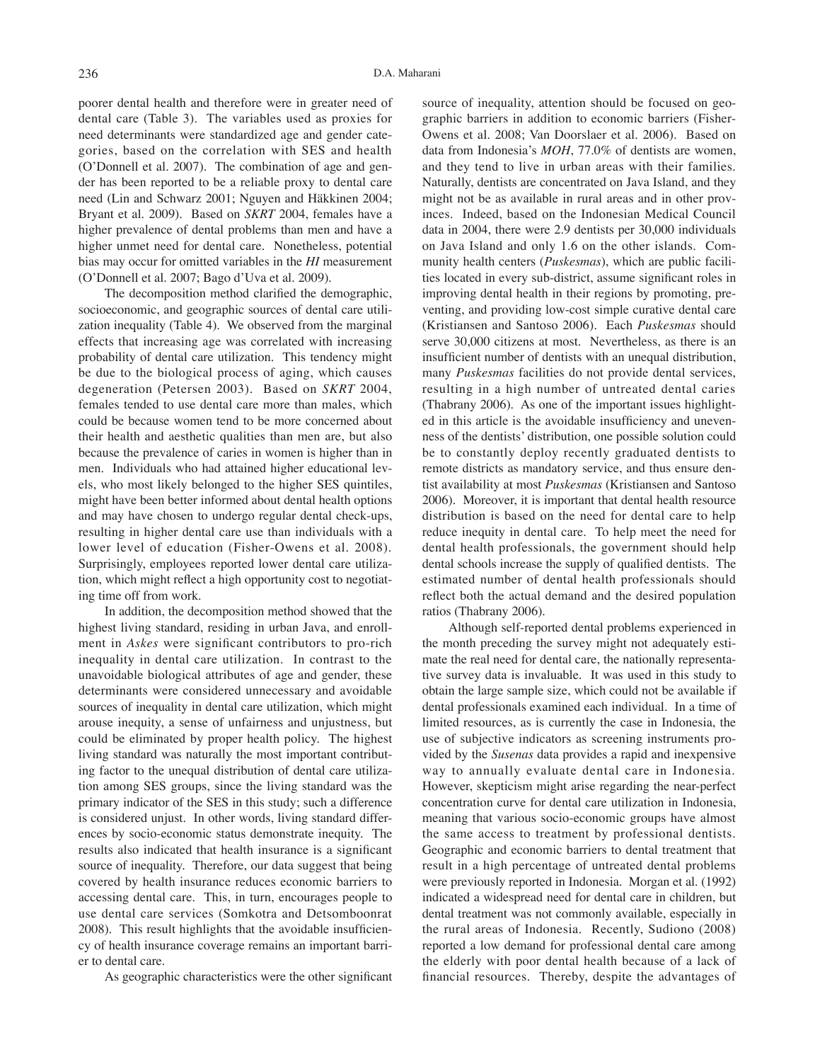poorer dental health and therefore were in greater need of dental care (Table 3). The variables used as proxies for need determinants were standardized age and gender categories, based on the correlation with SES and health (O'Donnell et al. 2007). The combination of age and gender has been reported to be a reliable proxy to dental care need (Lin and Schwarz 2001; Nguyen and Häkkinen 2004; Bryant et al. 2009). Based on *SKRT* 2004, females have a higher prevalence of dental problems than men and have a higher unmet need for dental care. Nonetheless, potential bias may occur for omitted variables in the *HI* measurement (O'Donnell et al. 2007; Bago d'Uva et al. 2009).

The decomposition method clarified the demographic, socioeconomic, and geographic sources of dental care utilization inequality (Table 4). We observed from the marginal effects that increasing age was correlated with increasing probability of dental care utilization. This tendency might be due to the biological process of aging, which causes degeneration (Petersen 2003). Based on *SKRT* 2004, females tended to use dental care more than males, which could be because women tend to be more concerned about their health and aesthetic qualities than men are, but also because the prevalence of caries in women is higher than in men. Individuals who had attained higher educational levels, who most likely belonged to the higher SES quintiles, might have been better informed about dental health options and may have chosen to undergo regular dental check-ups, resulting in higher dental care use than individuals with a lower level of education (Fisher-Owens et al. 2008). Surprisingly, employees reported lower dental care utilization, which might reflect a high opportunity cost to negotiating time off from work.

In addition, the decomposition method showed that the highest living standard, residing in urban Java, and enrollment in *Askes* were significant contributors to pro-rich inequality in dental care utilization. In contrast to the unavoidable biological attributes of age and gender, these determinants were considered unnecessary and avoidable sources of inequality in dental care utilization, which might arouse inequity, a sense of unfairness and unjustness, but could be eliminated by proper health policy. The highest living standard was naturally the most important contributing factor to the unequal distribution of dental care utilization among SES groups, since the living standard was the primary indicator of the SES in this study; such a difference is considered unjust. In other words, living standard differences by socio-economic status demonstrate inequity. The results also indicated that health insurance is a significant source of inequality. Therefore, our data suggest that being covered by health insurance reduces economic barriers to accessing dental care. This, in turn, encourages people to use dental care services (Somkotra and Detsomboonrat 2008). This result highlights that the avoidable insufficiency of health insurance coverage remains an important barrier to dental care.

As geographic characteristics were the other significant source of inequality, attention should be focused on geographic barriers in addition to economic barriers (Fisher-Owens et al. 2008; Van Doorslaer et al. 2006). Based on data from Indonesia's *MOH*, 77.0% of dentists are women, and they tend to live in urban areas with their families. Naturally, dentists are concentrated on Java Island, and they might not be as available in rural areas and in other provinces. Indeed, based on the Indonesian Medical Council data in 2004, there were 2.9 dentists per 30,000 individuals on Java Island and only 1.6 on the other islands. Community health centers (*Puskesmas*), which are public facilities located in every sub-district, assume significant roles in improving dental health in their regions by promoting, preventing, and providing low-cost simple curative dental care (Kristiansen and Santoso 2006). Each *Puskesmas* should serve 30,000 citizens at most. Nevertheless, as there is an insufficient number of dentists with an unequal distribution, many *Puskesmas* facilities do not provide dental services, resulting in a high number of untreated dental caries (Thabrany 2006). As one of the important issues highlighted in this article is the avoidable insufficiency and unevenness of the dentists' distribution, one possible solution could be to constantly deploy recently graduated dentists to remote districts as mandatory service, and thus ensure dentist availability at most *Puskesmas* (Kristiansen and Santoso 2006). Moreover, it is important that dental health resource distribution is based on the need for dental care to help reduce inequity in dental care. To help meet the need for dental health professionals, the government should help dental schools increase the supply of qualified dentists. The estimated number of dental health professionals should reflect both the actual demand and the desired population ratios (Thabrany 2006).

Although self-reported dental problems experienced in the month preceding the survey might not adequately estimate the real need for dental care, the nationally representative survey data is invaluable. It was used in this study to obtain the large sample size, which could not be available if dental professionals examined each individual. In a time of limited resources, as is currently the case in Indonesia, the use of subjective indicators as screening instruments provided by the *Susenas* data provides a rapid and inexpensive way to annually evaluate dental care in Indonesia. However, skepticism might arise regarding the near-perfect concentration curve for dental care utilization in Indonesia, meaning that various socio-economic groups have almost the same access to treatment by professional dentists. Geographic and economic barriers to dental treatment that result in a high percentage of untreated dental problems were previously reported in Indonesia. Morgan et al. (1992) indicated a widespread need for dental care in children, but dental treatment was not commonly available, especially in the rural areas of Indonesia. Recently, Sudiono (2008) reported a low demand for professional dental care among the elderly with poor dental health because of a lack of financial resources. Thereby, despite the advantages of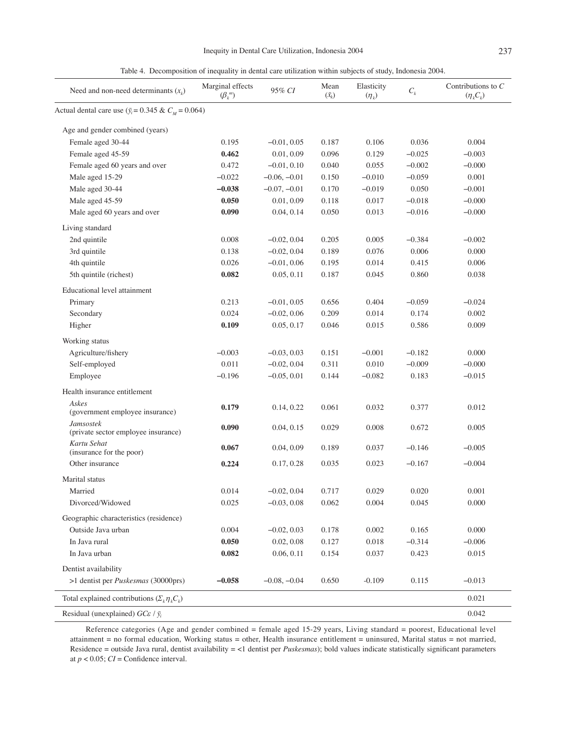Table 4. Decomposition of inequality in dental care utilization within subjects of study, Indonesia 2004.

| Need and non-need determinants ($x_k$) | Marginal effects ($\beta_k^m$) | 95% *CI* | Mean ($\bar{x}_k$) | Elasticity ($\eta_k$) | $C_k$ | Contributions to *C* ($\eta_k C_k$) |
|---|---|---|---|---|---|---|
| Actual dental care use ($\bar{y}_i = 0.345$ & $C_M = 0.064$) | | | | | | |
| Age and gender combined (years) | | | | | | |
| Female aged 30-44 | 0.195 | −0.01, 0.05 | 0.187 | 0.106 | 0.036 | 0.004 |
| Female aged 45-59 | **0.462** | 0.01, 0.09 | 0.096 | 0.129 | −0.025 | −0.003 |
| Female aged 60 years and over | 0.472 | −0.01, 0.10 | 0.040 | 0.055 | −0.002 | −0.000 |
| Male aged 15-29 | −0.022 | −0.06, −0.01 | 0.150 | −0.010 | −0.059 | 0.001 |
| Male aged 30-44 | **−0.038** | −0.07, −0.01 | 0.170 | −0.019 | 0.050 | −0.001 |
| Male aged 45-59 | **0.050** | 0.01, 0.09 | 0.118 | 0.017 | −0.018 | −0.000 |
| Male aged 60 years and over | **0.090** | 0.04, 0.14 | 0.050 | 0.013 | −0.016 | −0.000 |
| Living standard | | | | | | |
| 2nd quintile | 0.008 | −0.02, 0.04 | 0.205 | 0.005 | −0.384 | −0.002 |
| 3rd quintile | 0.138 | −0.02, 0.04 | 0.189 | 0.076 | 0.006 | 0.000 |
| 4th quintile | 0.026 | −0.01, 0.06 | 0.195 | 0.014 | 0.415 | 0.006 |
| 5th quintile (richest) | **0.082** | 0.05, 0.11 | 0.187 | 0.045 | 0.860 | 0.038 |
| Educational level attainment | | | | | | |
| Primary | 0.213 | −0.01, 0.05 | 0.656 | 0.404 | −0.059 | −0.024 |
| Secondary | 0.024 | −0.02, 0.06 | 0.209 | 0.014 | 0.174 | 0.002 |
| Higher | **0.109** | 0.05, 0.17 | 0.046 | 0.015 | 0.586 | 0.009 |
| Working status | | | | | | |
| Agriculture/fishery | −0.003 | −0.03, 0.03 | 0.151 | −0.001 | −0.182 | 0.000 |
| Self-employed | 0.011 | −0.02, 0.04 | 0.311 | 0.010 | −0.009 | −0.000 |
| Employee | −0.196 | −0.05, 0.01 | 0.144 | −0.082 | 0.183 | −0.015 |
| Health insurance entitlement | | | | | | |
| *Askes* (government employee insurance) | **0.179** | 0.14, 0.22 | 0.061 | 0.032 | 0.377 | 0.012 |
| *Jamsostek* (private sector employee insurance) | **0.090** | 0.04, 0.15 | 0.029 | 0.008 | 0.672 | 0.005 |
| *Kartu Sehat* (insurance for the poor) | **0.067** | 0.04, 0.09 | 0.189 | 0.037 | −0.146 | −0.005 |
| Other insurance | **0.224** | 0.17, 0.28 | 0.035 | 0.023 | −0.167 | −0.004 |
| Marital status | | | | | | |
| Married | 0.014 | −0.02, 0.04 | 0.717 | 0.029 | 0.020 | 0.001 |
| Divorced/Widowed | 0.025 | −0.03, 0.08 | 0.062 | 0.004 | 0.045 | 0.000 |
| Geographic characteristics (residence) | | | | | | |
| Outside Java urban | 0.004 | −0.02, 0.03 | 0.178 | 0.002 | 0.165 | 0.000 |
| In Java rural | **0.050** | 0.02, 0.08 | 0.127 | 0.018 | −0.314 | −0.006 |
| In Java urban | **0.082** | 0.06, 0.11 | 0.154 | 0.037 | 0.423 | 0.015 |
| Dentist availability | | | | | | |
| >1 dentist per *Puskesmas* (30000prs) | **−0.058** | −0.08, −0.04 | 0.650 | -0.109 | 0.115 | −0.013 |
| Total explained contributions ($\Sigma_k \eta_k C_k$) | | | | | | 0.021 |
| Residual (unexplained) $GC\varepsilon$ / $\bar{y}_i$ | | | | | | 0.042 |

Reference categories (Age and gender combined = female aged 15-29 years, Living standard = poorest, Educational level attainment = no formal education, Working status = other, Health insurance entitlement = uninsured, Marital status = not married, Residence = outside Java rural, dentist availability = <1 dentist per *Puskesmas*); bold values indicate statistically significant parameters at $p < 0.05$; *CI* = Confidence interval.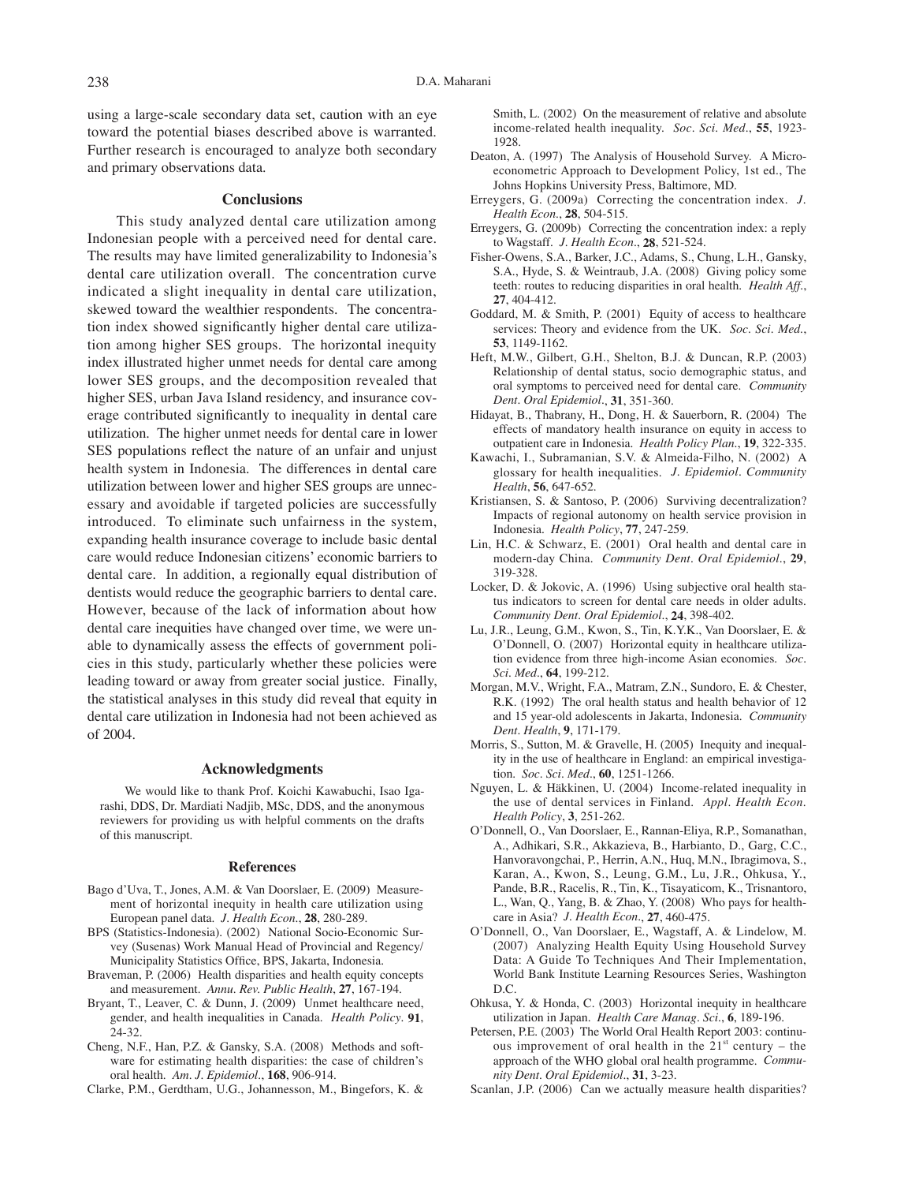using a large-scale secondary data set, caution with an eye toward the potential biases described above is warranted. Further research is encouraged to analyze both secondary and primary observations data.

## Conclusions

This study analyzed dental care utilization among Indonesian people with a perceived need for dental care. The results may have limited generalizability to Indonesia's dental care utilization overall. The concentration curve indicated a slight inequality in dental care utilization, skewed toward the wealthier respondents. The concentration index showed significantly higher dental care utilization among higher SES groups. The horizontal inequity index illustrated higher unmet needs for dental care among lower SES groups, and the decomposition revealed that higher SES, urban Java Island residency, and insurance coverage contributed significantly to inequality in dental care utilization. The higher unmet needs for dental care in lower SES populations reflect the nature of an unfair and unjust health system in Indonesia. The differences in dental care utilization between lower and higher SES groups are unnecessary and avoidable if targeted policies are successfully introduced. To eliminate such unfairness in the system, expanding health insurance coverage to include basic dental care would reduce Indonesian citizens' economic barriers to dental care. In addition, a regionally equal distribution of dentists would reduce the geographic barriers to dental care. However, because of the lack of information about how dental care inequities have changed over time, we were unable to dynamically assess the effects of government policies in this study, particularly whether these policies were leading toward or away from greater social justice. Finally, the statistical analyses in this study did reveal that equity in dental care utilization in Indonesia had not been achieved as of 2004.

## Acknowledgments

We would like to thank Prof. Koichi Kawabuchi, Isao Igarashi, DDS, Dr. Mardiati Nadjib, MSc, DDS, and the anonymous reviewers for providing us with helpful comments on the drafts of this manuscript.

## References

Bago d'Uva, T., Jones, A.M. & Van Doorslaer, E. (2009) Measurement of horizontal inequity in health care utilization using European panel data. *J. Health Econ.*, **28**, 280-289.

BPS (Statistics-Indonesia). (2002) National Socio-Economic Survey (Susenas) Work Manual Head of Provincial and Regency/Municipality Statistics Office, BPS, Jakarta, Indonesia.

Braveman, P. (2006) Health disparities and health equity concepts and measurement. *Annu. Rev. Public Health*, **27**, 167-194.

Bryant, T., Leaver, C. & Dunn, J. (2009) Unmet healthcare need, gender, and health inequalities in Canada. *Health Policy*. **91**, 24-32.

Cheng, N.F., Han, P.Z. & Gansky, S.A. (2008) Methods and software for estimating health disparities: the case of children's oral health. *Am. J. Epidemiol.*, **168**, 906-914.

Clarke, P.M., Gerdtham, U.G., Johannesson, M., Bingefors, K. & Smith, L. (2002) On the measurement of relative and absolute income-related health inequality. *Soc. Sci. Med.*, **55**, 1923-1928.

Deaton, A. (1997) The Analysis of Household Survey. A Microeconometric Approach to Development Policy, 1st ed., The Johns Hopkins University Press, Baltimore, MD.

Erreygers, G. (2009a) Correcting the concentration index. *J. Health Econ.*, **28**, 504-515.

Erreygers, G. (2009b) Correcting the concentration index: a reply to Wagstaff. *J. Health Econ.*, **28**, 521-524.

Fisher-Owens, S.A., Barker, J.C., Adams, S., Chung, L.H., Gansky, S.A., Hyde, S. & Weintraub, J.A. (2008) Giving policy some teeth: routes to reducing disparities in oral health. *Health Aff.*, **27**, 404-412.

Goddard, M. & Smith, P. (2001) Equity of access to healthcare services: Theory and evidence from the UK. *Soc. Sci. Med.*, **53**, 1149-1162.

Heft, M.W., Gilbert, G.H., Shelton, B.J. & Duncan, R.P. (2003) Relationship of dental status, socio demographic status, and oral symptoms to perceived need for dental care. *Community Dent. Oral Epidemiol.*, **31**, 351-360.

Hidayat, B., Thabrany, H., Dong, H. & Sauerborn, R. (2004) The effects of mandatory health insurance on equity in access to outpatient care in Indonesia. *Health Policy Plan.*, **19**, 322-335.

Kawachi, I., Subramanian, S.V. & Almeida-Filho, N. (2002) A glossary for health inequalities. *J. Epidemiol. Community Health*, **56**, 647-652.

Kristiansen, S. & Santoso, P. (2006) Surviving decentralization? Impacts of regional autonomy on health service provision in Indonesia. *Health Policy*, **77**, 247-259.

Lin, H.C. & Schwarz, E. (2001) Oral health and dental care in modern-day China. *Community Dent. Oral Epidemiol.*, **29**, 319-328.

Locker, D. & Jokovic, A. (1996) Using subjective oral health status indicators to screen for dental care needs in older adults. *Community Dent. Oral Epidemiol.*, **24**, 398-402.

Lu, J.R., Leung, G.M., Kwon, S., Tin, K.Y.K., Van Doorslaer, E. & O'Donnell, O. (2007) Horizontal equity in healthcare utilization evidence from three high-income Asian economies. *Soc. Sci. Med.*, **64**, 199-212.

Morgan, M.V., Wright, F.A., Matram, Z.N., Sundoro, E. & Chester, R.K. (1992) The oral health status and health behavior of 12 and 15 year-old adolescents in Jakarta, Indonesia. *Community Dent. Health*, **9**, 171-179.

Morris, S., Sutton, M. & Gravelle, H. (2005) Inequity and inequality in the use of healthcare in England: an empirical investigation. *Soc. Sci. Med.*, **60**, 1251-1266.

Nguyen, L. & Häkkinen, U. (2004) Income-related inequality in the use of dental services in Finland. *Appl. Health Econ. Health Policy*, **3**, 251-262.

O'Donnell, O., Van Doorslaer, E., Rannan-Eliya, R.P., Somanathan, A., Adhikari, S.R., Akkazieva, B., Harbianto, D., Garg, C.C., Hanvoravongchai, P., Herrin, A.N., Huq, M.N., Ibragimova, S., Karan, A., Kwon, S., Leung, G.M., Lu, J.R., Ohkusa, Y., Pande, B.R., Racelis, R., Tin, K., Tisayaticom, K., Trisnantoro, L., Wan, Q., Yang, B. & Zhao, Y. (2008) Who pays for healthcare in Asia? *J. Health Econ.*, **27**, 460-475.

O'Donnell, O., Van Doorslaer, E., Wagstaff, A. & Lindelow, M. (2007) Analyzing Health Equity Using Household Survey Data: A Guide To Techniques And Their Implementation, World Bank Institute Learning Resources Series, Washington D.C.

Ohkusa, Y. & Honda, C. (2003) Horizontal inequity in healthcare utilization in Japan. *Health Care Manag. Sci.*, **6**, 189-196.

Petersen, P.E. (2003) The World Oral Health Report 2003: continuous improvement of oral health in the 21st century – the approach of the WHO global oral health programme. *Community Dent. Oral Epidemiol.*, **31**, 3-23.

Scanlan, J.P. (2006) Can we actually measure health disparities?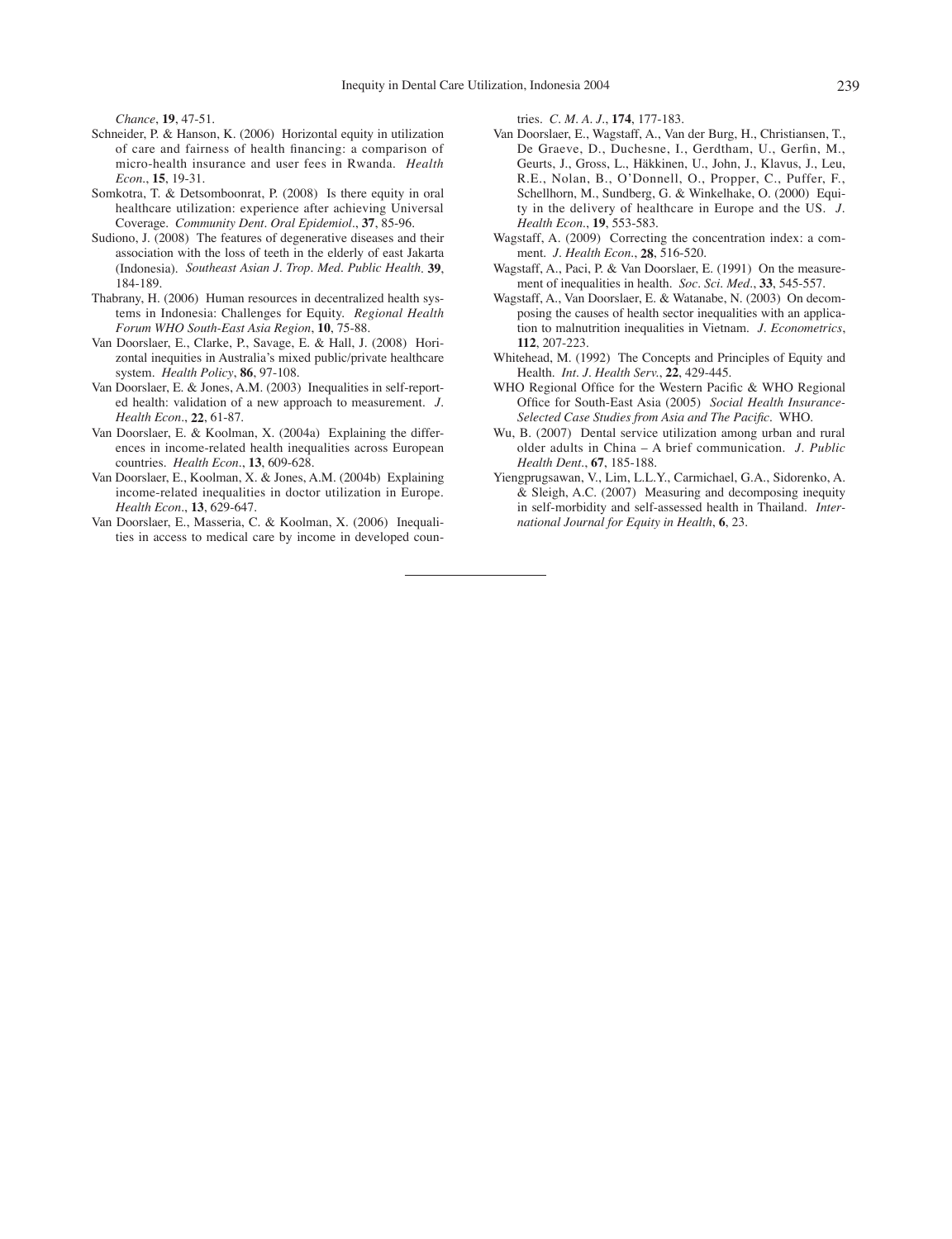*Chance*, **19**, 47-51.

Schneider, P. & Hanson, K. (2006) Horizontal equity in utilization of care and fairness of health financing: a comparison of micro-health insurance and user fees in Rwanda. *Health Econ.*, **15**, 19-31.

Somkotra, T. & Detsomboonrat, P. (2008) Is there equity in oral healthcare utilization: experience after achieving Universal Coverage. *Community Dent. Oral Epidemiol.*, **37**, 85-96.

Sudiono, J. (2008) The features of degenerative diseases and their association with the loss of teeth in the elderly of east Jakarta (Indonesia). *Southeast Asian J. Trop. Med. Public Health*, **39**, 184-189.

Thabrany, H. (2006) Human resources in decentralized health systems in Indonesia: Challenges for Equity. *Regional Health Forum WHO South-East Asia Region*, **10**, 75-88.

Van Doorslaer, E., Clarke, P., Savage, E. & Hall, J. (2008) Horizontal inequities in Australia's mixed public/private healthcare system. *Health Policy*, **86**, 97-108.

Van Doorslaer, E. & Jones, A.M. (2003) Inequalities in self-reported health: validation of a new approach to measurement. *J. Health Econ.*, **22**, 61-87.

Van Doorslaer, E. & Koolman, X. (2004a) Explaining the differences in income-related health inequalities across European countries. *Health Econ.*, **13**, 609-628.

Van Doorslaer, E., Koolman, X. & Jones, A.M. (2004b) Explaining income-related inequalities in doctor utilization in Europe. *Health Econ.*, **13**, 629-647.

Van Doorslaer, E., Masseria, C. & Koolman, X. (2006) Inequalities in access to medical care by income in developed countries. *C. M. A. J.*, **174**, 177-183.

Van Doorslaer, E., Wagstaff, A., Van der Burg, H., Christiansen, T., De Graeve, D., Duchesne, I., Gerdtham, U., Gerfin, M., Geurts, J., Gross, L., Häkkinen, U., John, J., Klavus, J., Leu, R.E., Nolan, B., O'Donnell, O., Propper, C., Puffer, F., Schellhorn, M., Sundberg, G. & Winkelhake, O. (2000) Equity in the delivery of healthcare in Europe and the US. *J. Health Econ.*, **19**, 553-583.

Wagstaff, A. (2009) Correcting the concentration index: a comment. *J. Health Econ.*, **28**, 516-520.

Wagstaff, A., Paci, P. & Van Doorslaer, E. (1991) On the measurement of inequalities in health. *Soc. Sci. Med.*, **33**, 545-557.

Wagstaff, A., Van Doorslaer, E. & Watanabe, N. (2003) On decomposing the causes of health sector inequalities with an application to malnutrition inequalities in Vietnam. *J. Econometrics*, **112**, 207-223.

Whitehead, M. (1992) The Concepts and Principles of Equity and Health. *Int. J. Health Serv.*, **22**, 429-445.

WHO Regional Office for the Western Pacific & WHO Regional Office for South-East Asia (2005) *Social Health Insurance-Selected Case Studies from Asia and The Pacific*. WHO.

Wu, B. (2007) Dental service utilization among urban and rural older adults in China – A brief communication. *J. Public Health Dent.*, **67**, 185-188.

Yiengprugsawan, V., Lim, L.L.Y., Carmichael, G.A., Sidorenko, A. & Sleigh, A.C. (2007) Measuring and decomposing inequity in self-morbidity and self-assessed health in Thailand. *International Journal for Equity in Health*, **6**, 23.